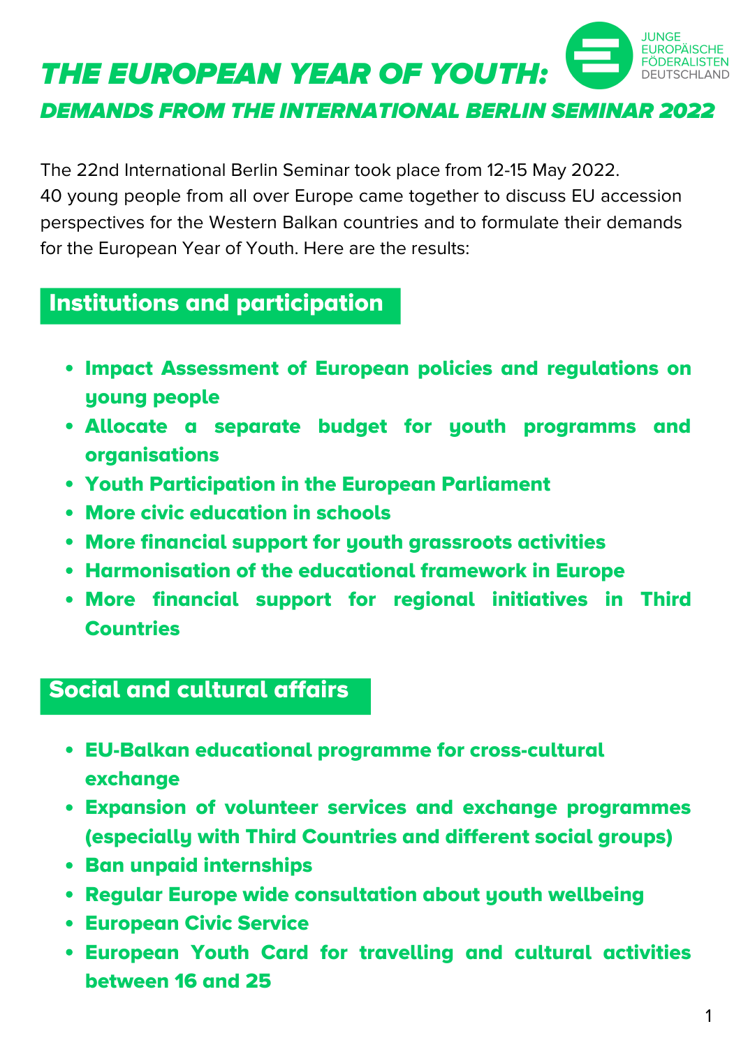# THE EUROPEAN YEAR OF YOUTH:

## DEMANDS FROM THE INTERNATIONAL BERLIN SEMINAR 2022

JUNGE EUROPÄISCHE FÖDERALISTEN DEUTSCHLAND

The 22nd International Berlin Seminar took place from 12-15 May 2022. 40 young people from all over Europe came together to discuss EU accession perspectives for the Western Balkan countries and to formulate their demands for the European Year of Youth. Here are the results:

## Institutions and participation

- **Impact Assessment of European policies and regulations on young people**
- **Allocate a separate budget for youth programms and organisations**
- **Youth Participation in the European Parliament**
- **More civic education in schools**
- **More financial support for youth grassroots activities**
- **Harmonisation of the educational framework in Europe**
- **More financial support for regional initiatives in Third Countries**

## Social and cultural affairs

- **EU-Balkan educational programme for cross-cultural exchange**
- **Expansion of volunteer services and exchange programmes (especially with Third Countries and different social groups)**
- **Ban unpaid internships**
- **Regular Europe wide consultation about youth wellbeing**
- **European Civic Service**
- **European Youth Card for travelling and cultural activities between 16 and 25**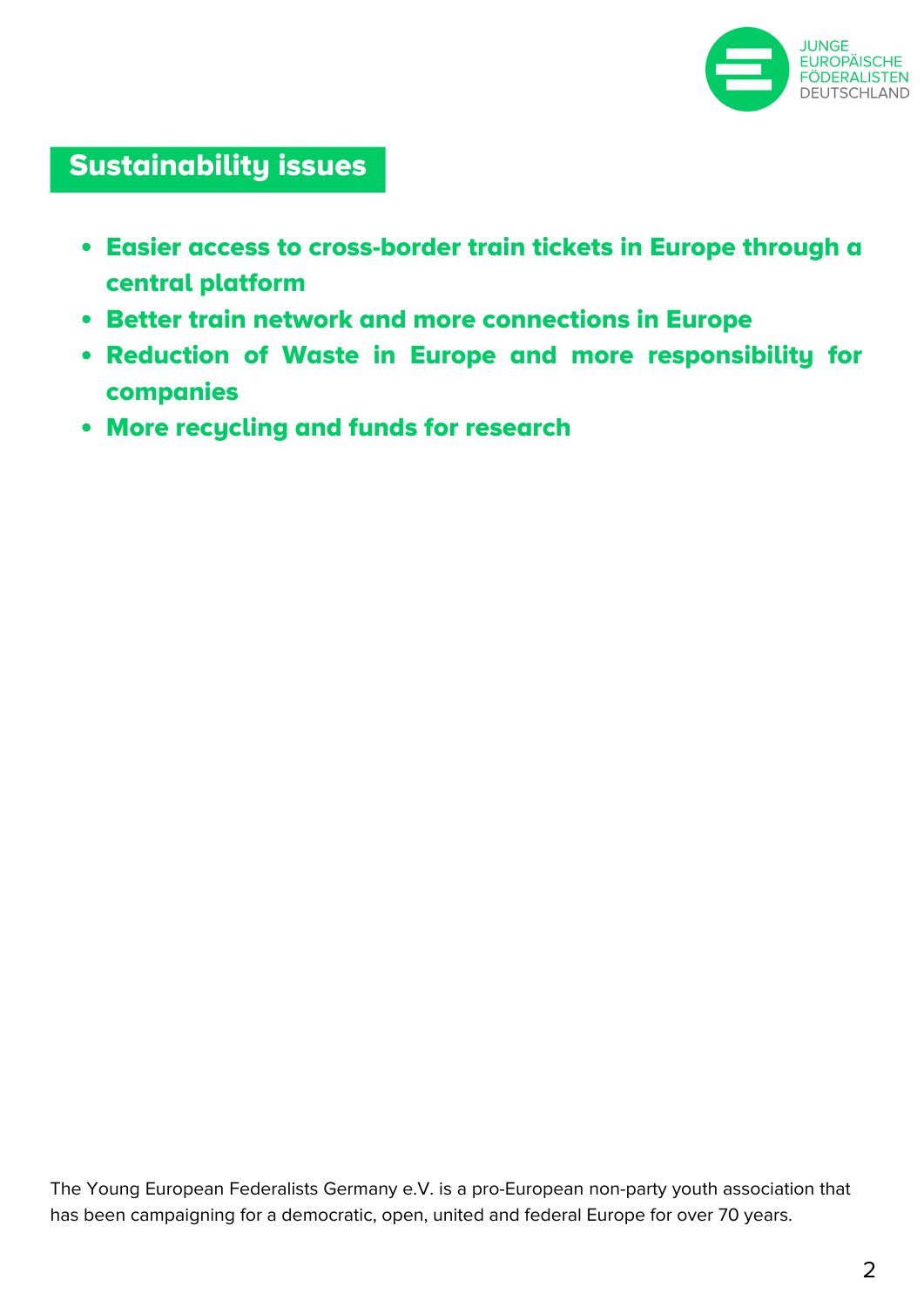## Sustainability issues

- **Easier access to cross-border train tickets in Europe through a central platform**
- **Better train network and more connections in Europe**
- **Reduction of Waste in Europe and more responsibility for companies**
- **More recycling and funds for research**

The Young European Federalists Germany e.V. is a pro-European non-party youth association that has been campaigning for a democratic, open, united and federal Europe for over 70 years.